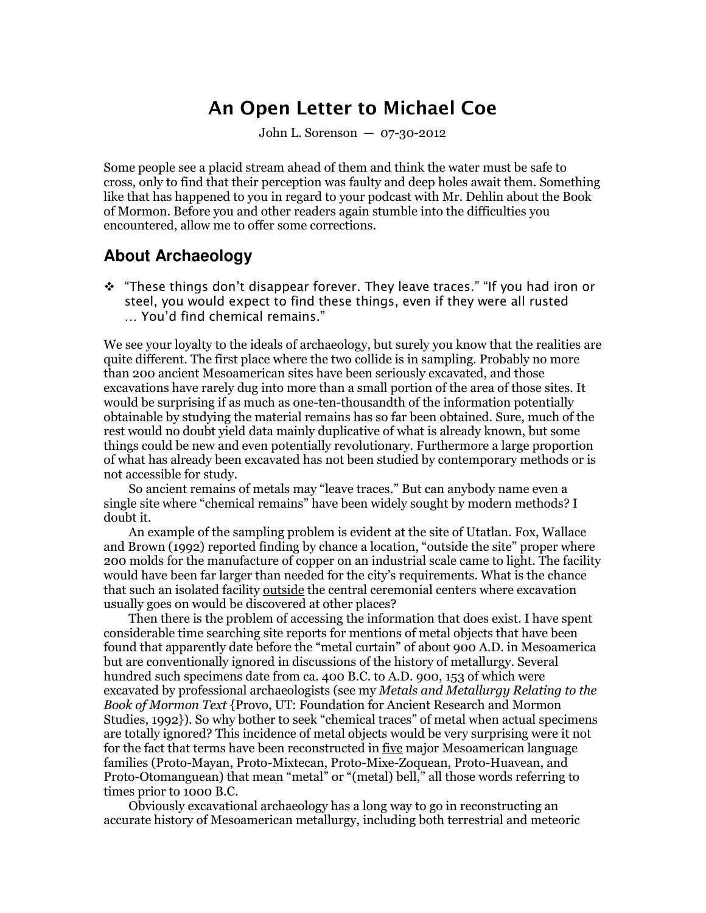# An Open Letter to Michael Coe

John L. Sorenson — 07-30-2012

Some people see a placid stream ahead of them and think the water must be safe to cross, only to find that their perception was faulty and deep holes await them. Something like that has happened to you in regard to your podcast with Mr. Dehlin about the Book of Mormon. Before you and other readers again stumble into the difficulties you encountered, allow me to offer some corrections.

## About Archaeology

- "These things don't disappear forever. They leave traces." "If you had iron or steel, you would expect to find these things, even if they were all rusted … You'd find chemical remains."

We see your loyalty to the ideals of archaeology, but surely you know that the realities are quite different. The first place where the two collide is in sampling. Probably no more than 200 ancient Mesoamerican sites have been seriously excavated, and those excavations have rarely dug into more than a small portion of the area of those sites. It would be surprising if as much as one-ten-thousandth of the information potentially obtainable by studying the material remains has so far been obtained. Sure, much of the rest would no doubt yield data mainly duplicative of what is already known, but some things could be new and even potentially revolutionary. Furthermore a large proportion of what has already been excavated has not been studied by contemporary methods or is not accessible for study.

So ancient remains of metals may "leave traces." But can anybody name even a single site where "chemical remains" have been widely sought by modern methods? I doubt it.

An example of the sampling problem is evident at the site of Utatlan. Fox, Wallace and Brown (1992) reported finding by chance a location, "outside the site" proper where 200 molds for the manufacture of copper on an industrial scale came to light. The facility would have been far larger than needed for the city's requirements. What is the chance that such an isolated facility <u>outside</u> the central ceremonial centers where excavation usually goes on would be discovered at other places?

Then there is the problem of accessing the information that does exist. I have spent considerable time searching site reports for mentions of metal objects that have been found that apparently date before the "metal curtain" of about 900 A.D. in Mesoamerica but are conventionally ignored in discussions of the history of metallurgy. Several hundred such specimens date from ca. 400 B.C. to A.D. 900, 153 of which were excavated by professional archaeologists (see my *Metals and Metallurgy Relating to the Book of Mormon Text* {Provo, UT: Foundation for Ancient Research and Mormon Studies, 1992}). So why bother to seek "chemical traces" of metal when actual specimens are totally ignored? This incidence of metal objects would be very surprising were it not for the fact that terms have been reconstructed in <u>five</u> major Mesoamerican language families (Proto-Mayan, Proto-Mixtecan, Proto-Mixe-Zoquean, Proto-Huavean, and Proto-Otomanguean) that mean "metal" or "(metal) bell," all those words referring to times prior to 1000 B.C.

Obviously excavational archaeology has a long way to go in reconstructing an accurate history of Mesoamerican metallurgy, including both terrestrial and meteoric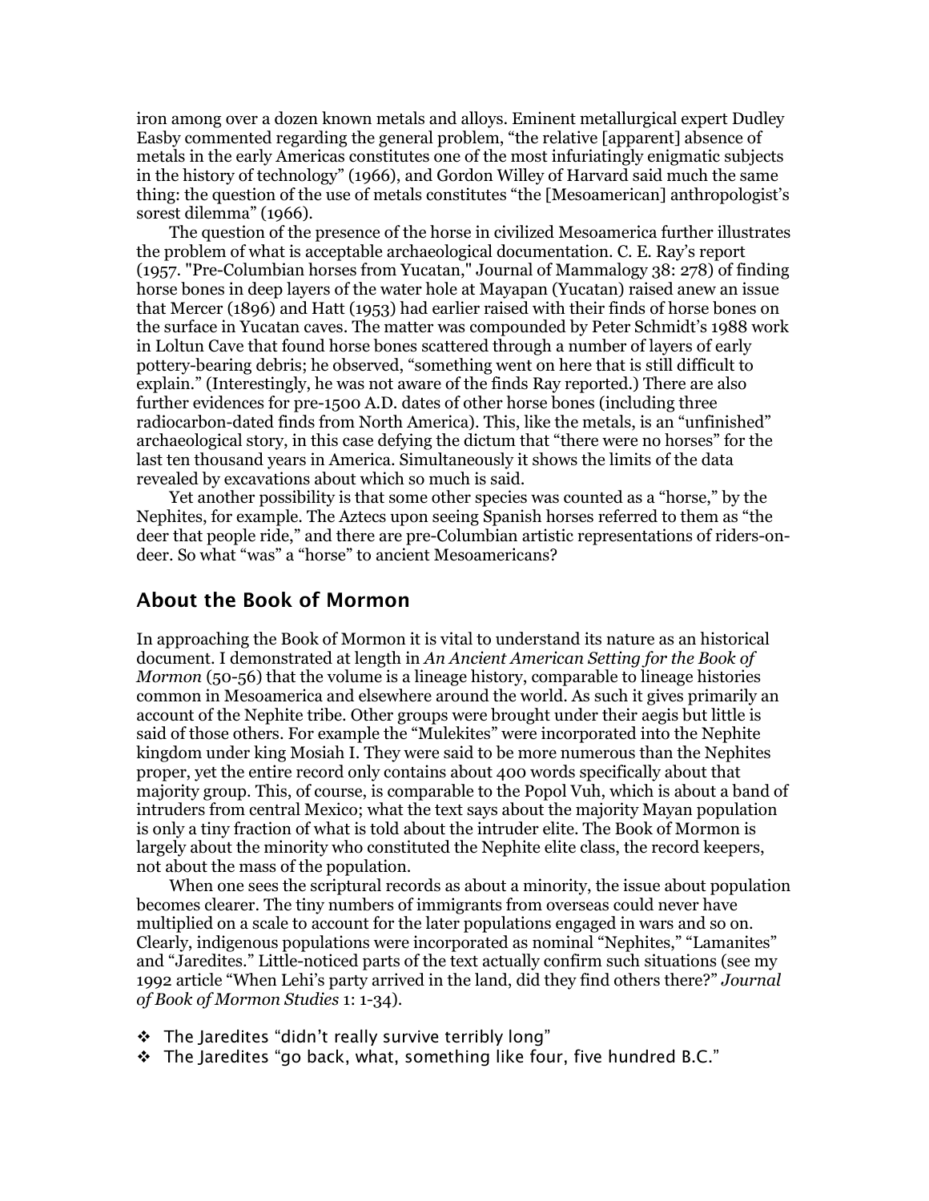iron among over a dozen known metals and alloys. Eminent metallurgical expert Dudley Easby commented regarding the general problem, "the relative [apparent] absence of metals in the early Americas constitutes one of the most infuriatingly enigmatic subjects in the history of technology" (1966), and Gordon Willey of Harvard said much the same thing: the question of the use of metals constitutes "the [Mesoamerican] anthropologist's sorest dilemma" (1966).

The question of the presence of the horse in civilized Mesoamerica further illustrates the problem of what is acceptable archaeological documentation. C. E. Ray's report (1957. "Pre-Columbian horses from Yucatan," Journal of Mammalogy 38: 278) of finding horse bones in deep layers of the water hole at Mayapan (Yucatan) raised anew an issue that Mercer (1896) and Hatt (1953) had earlier raised with their finds of horse bones on the surface in Yucatan caves. The matter was compounded by Peter Schmidt's 1988 work in Loltun Cave that found horse bones scattered through a number of layers of early pottery-bearing debris; he observed, "something went on here that is still difficult to explain." (Interestingly, he was not aware of the finds Ray reported.) There are also further evidences for pre-1500 A.D. dates of other horse bones (including three radiocarbon-dated finds from North America). This, like the metals, is an "unfinished" archaeological story, in this case defying the dictum that "there were no horses" for the last ten thousand years in America. Simultaneously it shows the limits of the data revealed by excavations about which so much is said.

Yet another possibility is that some other species was counted as a "horse," by the Nephites, for example. The Aztecs upon seeing Spanish horses referred to them as "the deer that people ride," and there are pre-Columbian artistic representations of riders-on-deer. So what "was" a "horse" to ancient Mesoamericans?

## About the Book of Mormon

In approaching the Book of Mormon it is vital to understand its nature as an historical document. I demonstrated at length in *An Ancient American Setting for the Book of Mormon* (50-56) that the volume is a lineage history, comparable to lineage histories common in Mesoamerica and elsewhere around the world. As such it gives primarily an account of the Nephite tribe. Other groups were brought under their aegis but little is said of those others. For example the "Mulekites" were incorporated into the Nephite kingdom under king Mosiah I. They were said to be more numerous than the Nephites proper, yet the entire record only contains about 400 words specifically about that majority group. This, of course, is comparable to the Popol Vuh, which is about a band of intruders from central Mexico; what the text says about the majority Mayan population is only a tiny fraction of what is told about the intruder elite. The Book of Mormon is largely about the minority who constituted the Nephite elite class, the record keepers, not about the mass of the population.

When one sees the scriptural records as about a minority, the issue about population becomes clearer. The tiny numbers of immigrants from overseas could never have multiplied on a scale to account for the later populations engaged in wars and so on. Clearly, indigenous populations were incorporated as nominal "Nephites," "Lamanites" and "Jaredites." Little-noticed parts of the text actually confirm such situations (see my 1992 article "When Lehi's party arrived in the land, did they find others there?" *Journal of Book of Mormon Studies* 1: 1-34).

- The Jaredites "didn't really survive terribly long"
- The Jaredites "go back, what, something like four, five hundred B.C."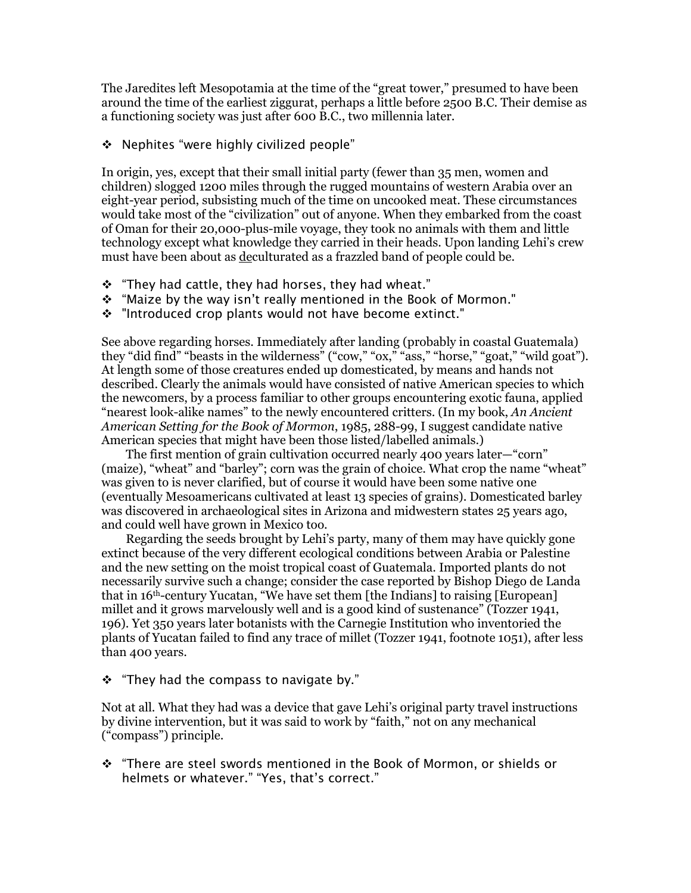The Jaredites left Mesopotamia at the time of the "great tower," presumed to have been around the time of the earliest ziggurat, perhaps a little before 2500 B.C. Their demise as a functioning society was just after 600 B.C., two millennia later.

- ❖ Nephites "were highly civilized people"

In origin, yes, except that their small initial party (fewer than 35 men, women and children) slogged 1200 miles through the rugged mountains of western Arabia over an eight-year period, subsisting much of the time on uncooked meat. These circumstances would take most of the "civilization" out of anyone. When they embarked from the coast of Oman for their 20,000-plus-mile voyage, they took no animals with them and little technology except what knowledge they carried in their heads. Upon landing Lehi's crew must have been about as <u>de</u>culturated as a frazzled band of people could be.

- ❖ "They had cattle, they had horses, they had wheat."
- ❖ "Maize by the way isn't really mentioned in the Book of Mormon."
- ❖ "Introduced crop plants would not have become extinct."

See above regarding horses. Immediately after landing (probably in coastal Guatemala) they "did find" "beasts in the wilderness" ("cow," "ox," "ass," "horse," "goat," "wild goat"). At length some of those creatures ended up domesticated, by means and hands not described. Clearly the animals would have consisted of native American species to which the newcomers, by a process familiar to other groups encountering exotic fauna, applied "nearest look-alike names" to the newly encountered critters. (In my book, *An Ancient American Setting for the Book of Mormon*, 1985, 288-99, I suggest candidate native American species that might have been those listed/labelled animals.)

The first mention of grain cultivation occurred nearly 400 years later—"corn" (maize), "wheat" and "barley"; corn was the grain of choice. What crop the name "wheat" was given to is never clarified, but of course it would have been some native one (eventually Mesoamericans cultivated at least 13 species of grains). Domesticated barley was discovered in archaeological sites in Arizona and midwestern states 25 years ago, and could well have grown in Mexico too.

Regarding the seeds brought by Lehi's party, many of them may have quickly gone extinct because of the very different ecological conditions between Arabia or Palestine and the new setting on the moist tropical coast of Guatemala. Imported plants do not necessarily survive such a change; consider the case reported by Bishop Diego de Landa that in 16th-century Yucatan, "We have set them [the Indians] to raising [European] millet and it grows marvelously well and is a good kind of sustenance" (Tozzer 1941, 196). Yet 350 years later botanists with the Carnegie Institution who inventoried the plants of Yucatan failed to find any trace of millet (Tozzer 1941, footnote 1051), after less than 400 years.

- ❖ "They had the compass to navigate by."

Not at all. What they had was a device that gave Lehi's original party travel instructions by divine intervention, but it was said to work by "faith," not on any mechanical ("compass") principle.

- ❖ "There are steel swords mentioned in the Book of Mormon, or shields or helmets or whatever." "Yes, that's correct."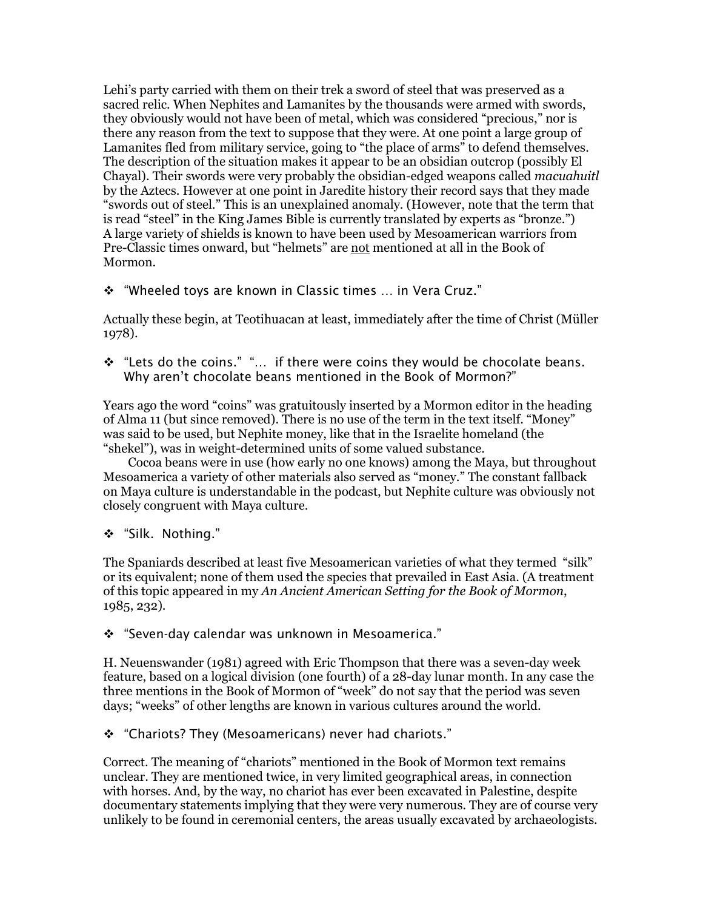Lehi's party carried with them on their trek a sword of steel that was preserved as a sacred relic. When Nephites and Lamanites by the thousands were armed with swords, they obviously would not have been of metal, which was considered "precious," nor is there any reason from the text to suppose that they were. At one point a large group of Lamanites fled from military service, going to "the place of arms" to defend themselves. The description of the situation makes it appear to be an obsidian outcrop (possibly El Chayal). Their swords were very probably the obsidian-edged weapons called *macuahuitl* by the Aztecs. However at one point in Jaredite history their record says that they made "swords out of steel." This is an unexplained anomaly. (However, note that the term that is read "steel" in the King James Bible is currently translated by experts as "bronze.") A large variety of shields is known to have been used by Mesoamerican warriors from Pre-Classic times onward, but "helmets" are <u>not</u> mentioned at all in the Book of Mormon.

- "Wheeled toys are known in Classic times … in Vera Cruz."

Actually these begin, at Teotihuacan at least, immediately after the time of Christ (Müller 1978).

- "Lets do the coins." "… if there were coins they would be chocolate beans. Why aren't chocolate beans mentioned in the Book of Mormon?"

Years ago the word "coins" was gratuitously inserted by a Mormon editor in the heading of Alma 11 (but since removed). There is no use of the term in the text itself. "Money" was said to be used, but Nephite money, like that in the Israelite homeland (the "shekel"), was in weight-determined units of some valued substance.

Cocoa beans were in use (how early no one knows) among the Maya, but throughout Mesoamerica a variety of other materials also served as "money." The constant fallback on Maya culture is understandable in the podcast, but Nephite culture was obviously not closely congruent with Maya culture.

- "Silk. Nothing."

The Spaniards described at least five Mesoamerican varieties of what they termed "silk" or its equivalent; none of them used the species that prevailed in East Asia. (A treatment of this topic appeared in my *An Ancient American Setting for the Book of Mormon*, 1985, 232).

- "Seven-day calendar was unknown in Mesoamerica."

H. Neuenswander (1981) agreed with Eric Thompson that there was a seven-day week feature, based on a logical division (one fourth) of a 28-day lunar month. In any case the three mentions in the Book of Mormon of "week" do not say that the period was seven days; "weeks" of other lengths are known in various cultures around the world.

- "Chariots? They (Mesoamericans) never had chariots."

Correct. The meaning of "chariots" mentioned in the Book of Mormon text remains unclear. They are mentioned twice, in very limited geographical areas, in connection with horses. And, by the way, no chariot has ever been excavated in Palestine, despite documentary statements implying that they were very numerous. They are of course very unlikely to be found in ceremonial centers, the areas usually excavated by archaeologists.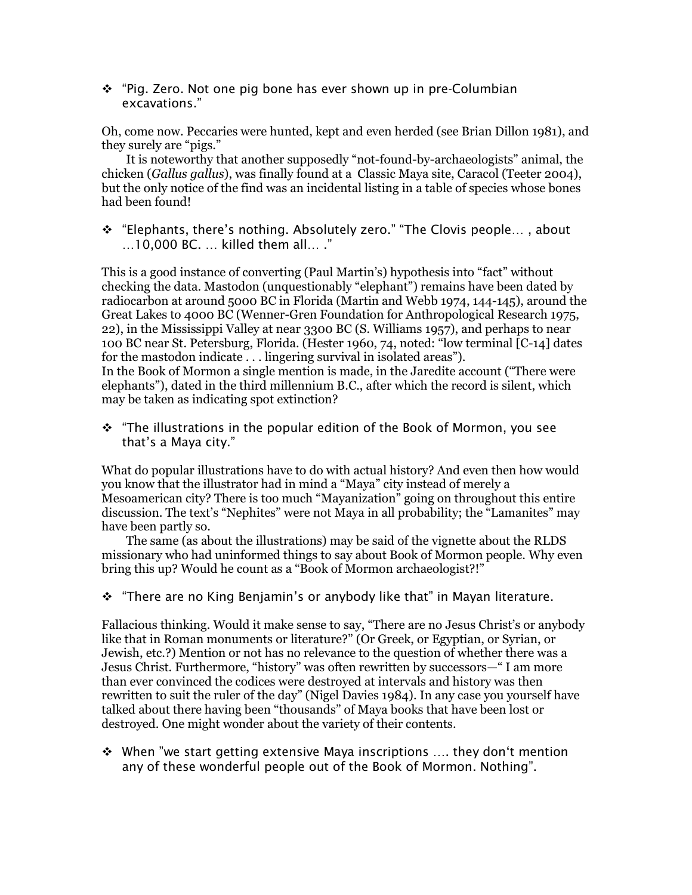- "Pig. Zero. Not one pig bone has ever shown up in pre-Columbian excavations."

Oh, come now. Peccaries were hunted, kept and even herded (see Brian Dillon 1981), and they surely are "pigs."

It is noteworthy that another supposedly "not-found-by-archaeologists" animal, the chicken (*Gallus gallus*), was finally found at a Classic Maya site, Caracol (Teeter 2004), but the only notice of the find was an incidental listing in a table of species whose bones had been found!

- "Elephants, there's nothing. Absolutely zero." "The Clovis people... , about ...10,000 BC. ... killed them all... ."

This is a good instance of converting (Paul Martin's) hypothesis into "fact" without checking the data. Mastodon (unquestionably "elephant") remains have been dated by radiocarbon at around 5000 BC in Florida (Martin and Webb 1974, 144-145), around the Great Lakes to 4000 BC (Wenner-Gren Foundation for Anthropological Research 1975, 22), in the Mississippi Valley at near 3300 BC (S. Williams 1957), and perhaps to near 100 BC near St. Petersburg, Florida. (Hester 1960, 74, noted: "low terminal [C-14] dates for the mastodon indicate . . . lingering survival in isolated areas").
In the Book of Mormon a single mention is made, in the Jaredite account ("There were elephants"), dated in the third millennium B.C., after which the record is silent, which may be taken as indicating spot extinction?

- "The illustrations in the popular edition of the Book of Mormon, you see that's a Maya city."

What do popular illustrations have to do with actual history? And even then how would you know that the illustrator had in mind a "Maya" city instead of merely a Mesoamerican city? There is too much "Mayanization" going on throughout this entire discussion. The text's "Nephites" were not Maya in all probability; the "Lamanites" may have been partly so.

The same (as about the illustrations) may be said of the vignette about the RLDS missionary who had uninformed things to say about Book of Mormon people. Why even bring this up? Would he count as a "Book of Mormon archaeologist?!"

- "There are no King Benjamin's or anybody like that" in Mayan literature.

Fallacious thinking. Would it make sense to say, "There are no Jesus Christ's or anybody like that in Roman monuments or literature?" (Or Greek, or Egyptian, or Syrian, or Jewish, etc.?) Mention or not has no relevance to the question of whether there was a Jesus Christ. Furthermore, "history" was often rewritten by successors—" I am more than ever convinced the codices were destroyed at intervals and history was then rewritten to suit the ruler of the day" (Nigel Davies 1984). In any case you yourself have talked about there having been "thousands" of Maya books that have been lost or destroyed. One might wonder about the variety of their contents.

- When "we start getting extensive Maya inscriptions .... they don't mention any of these wonderful people out of the Book of Mormon. Nothing".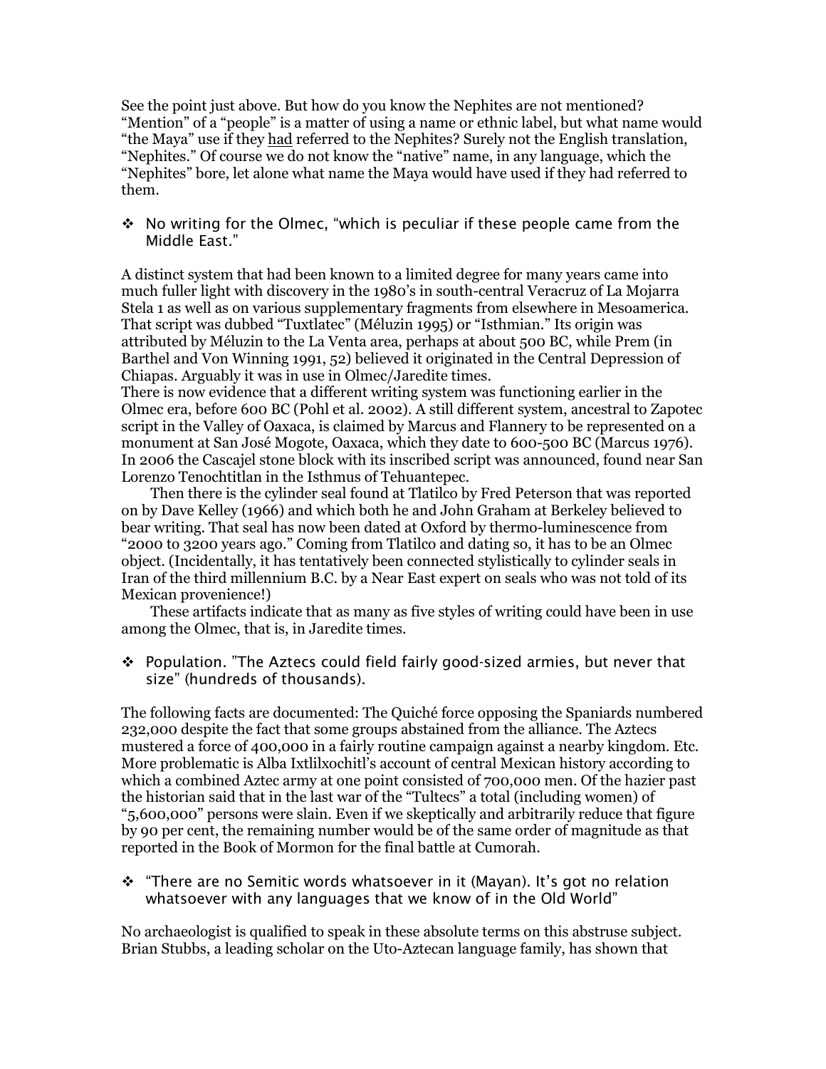See the point just above. But how do you know the Nephites are not mentioned? "Mention" of a "people" is a matter of using a name or ethnic label, but what name would "the Maya" use if they had referred to the Nephites? Surely not the English translation, "Nephites." Of course we do not know the "native" name, in any language, which the "Nephites" bore, let alone what name the Maya would have used if they had referred to them.

- No writing for the Olmec, "which is peculiar if these people came from the Middle East."

A distinct system that had been known to a limited degree for many years came into much fuller light with discovery in the 1980's in south-central Veracruz of La Mojarra Stela 1 as well as on various supplementary fragments from elsewhere in Mesoamerica. That script was dubbed "Tuxtlatec" (Méluzin 1995) or "Isthmian." Its origin was attributed by Méluzin to the La Venta area, perhaps at about 500 BC, while Prem (in Barthel and Von Winning 1991, 52) believed it originated in the Central Depression of Chiapas. Arguably it was in use in Olmec/Jaredite times.

There is now evidence that a different writing system was functioning earlier in the Olmec era, before 600 BC (Pohl et al. 2002). A still different system, ancestral to Zapotec script in the Valley of Oaxaca, is claimed by Marcus and Flannery to be represented on a monument at San José Mogote, Oaxaca, which they date to 600-500 BC (Marcus 1976). In 2006 the Cascajel stone block with its inscribed script was announced, found near San Lorenzo Tenochtitlan in the Isthmus of Tehuantepec.

Then there is the cylinder seal found at Tlatilco by Fred Peterson that was reported on by Dave Kelley (1966) and which both he and John Graham at Berkeley believed to bear writing. That seal has now been dated at Oxford by thermo-luminescence from "2000 to 3200 years ago." Coming from Tlatilco and dating so, it has to be an Olmec object. (Incidentally, it has tentatively been connected stylistically to cylinder seals in Iran of the third millennium B.C. by a Near East expert on seals who was not told of its Mexican provenience!)

These artifacts indicate that as many as five styles of writing could have been in use among the Olmec, that is, in Jaredite times.

- Population. "The Aztecs could field fairly good-sized armies, but never that size" (hundreds of thousands).

The following facts are documented: The Quiché force opposing the Spaniards numbered 232,000 despite the fact that some groups abstained from the alliance. The Aztecs mustered a force of 400,000 in a fairly routine campaign against a nearby kingdom. Etc. More problematic is Alba Ixtlilxochitl's account of central Mexican history according to which a combined Aztec army at one point consisted of 700,000 men. Of the hazier past the historian said that in the last war of the "Tultecs" a total (including women) of "5,600,000" persons were slain. Even if we skeptically and arbitrarily reduce that figure by 90 per cent, the remaining number would be of the same order of magnitude as that reported in the Book of Mormon for the final battle at Cumorah.

- "There are no Semitic words whatsoever in it (Mayan). It's got no relation whatsoever with any languages that we know of in the Old World"

No archaeologist is qualified to speak in these absolute terms on this abstruse subject. Brian Stubbs, a leading scholar on the Uto-Aztecan language family, has shown that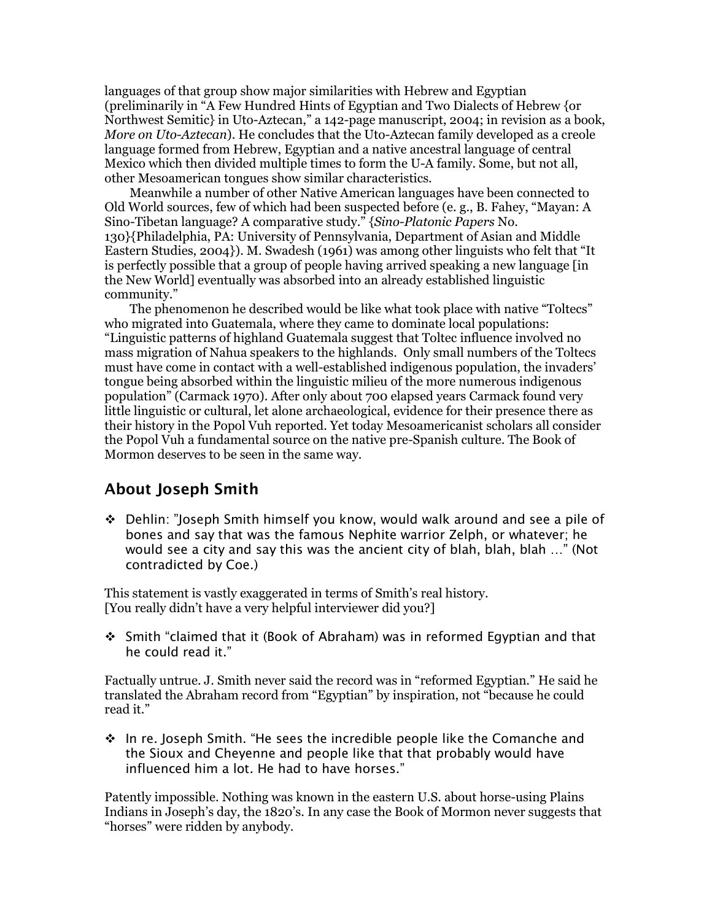languages of that group show major similarities with Hebrew and Egyptian (preliminarily in "A Few Hundred Hints of Egyptian and Two Dialects of Hebrew {or Northwest Semitic} in Uto-Aztecan," a 142-page manuscript, 2004; in revision as a book, *More on Uto-Aztecan*). He concludes that the Uto-Aztecan family developed as a creole language formed from Hebrew, Egyptian and a native ancestral language of central Mexico which then divided multiple times to form the U-A family. Some, but not all, other Mesoamerican tongues show similar characteristics.

Meanwhile a number of other Native American languages have been connected to Old World sources, few of which had been suspected before (e. g., B. Fahey, "Mayan: A Sino-Tibetan language? A comparative study." {*Sino-Platonic Papers* No. 130}{Philadelphia, PA: University of Pennsylvania, Department of Asian and Middle Eastern Studies, 2004}). M. Swadesh (1961) was among other linguists who felt that "It is perfectly possible that a group of people having arrived speaking a new language [in the New World] eventually was absorbed into an already established linguistic community."

The phenomenon he described would be like what took place with native "Toltecs" who migrated into Guatemala, where they came to dominate local populations: "Linguistic patterns of highland Guatemala suggest that Toltec influence involved no mass migration of Nahua speakers to the highlands. Only small numbers of the Toltecs must have come in contact with a well-established indigenous population, the invaders' tongue being absorbed within the linguistic milieu of the more numerous indigenous population" (Carmack 1970). After only about 700 elapsed years Carmack found very little linguistic or cultural, let alone archaeological, evidence for their presence there as their history in the Popol Vuh reported. Yet today Mesoamericanist scholars all consider the Popol Vuh a fundamental source on the native pre-Spanish culture. The Book of Mormon deserves to be seen in the same way.

## About Joseph Smith

- Dehlin: "Joseph Smith himself you know, would walk around and see a pile of bones and say that was the famous Nephite warrior Zelph, or whatever; he would see a city and say this was the ancient city of blah, blah, blah …" (Not contradicted by Coe.)

This statement is vastly exaggerated in terms of Smith's real history. [You really didn't have a very helpful interviewer did you?]

- Smith "claimed that it (Book of Abraham) was in reformed Egyptian and that he could read it."

Factually untrue. J. Smith never said the record was in "reformed Egyptian." He said he translated the Abraham record from "Egyptian" by inspiration, not "because he could read it."

- In re. Joseph Smith. "He sees the incredible people like the Comanche and the Sioux and Cheyenne and people like that that probably would have influenced him a lot. He had to have horses."

Patently impossible. Nothing was known in the eastern U.S. about horse-using Plains Indians in Joseph's day, the 1820's. In any case the Book of Mormon never suggests that "horses" were ridden by anybody.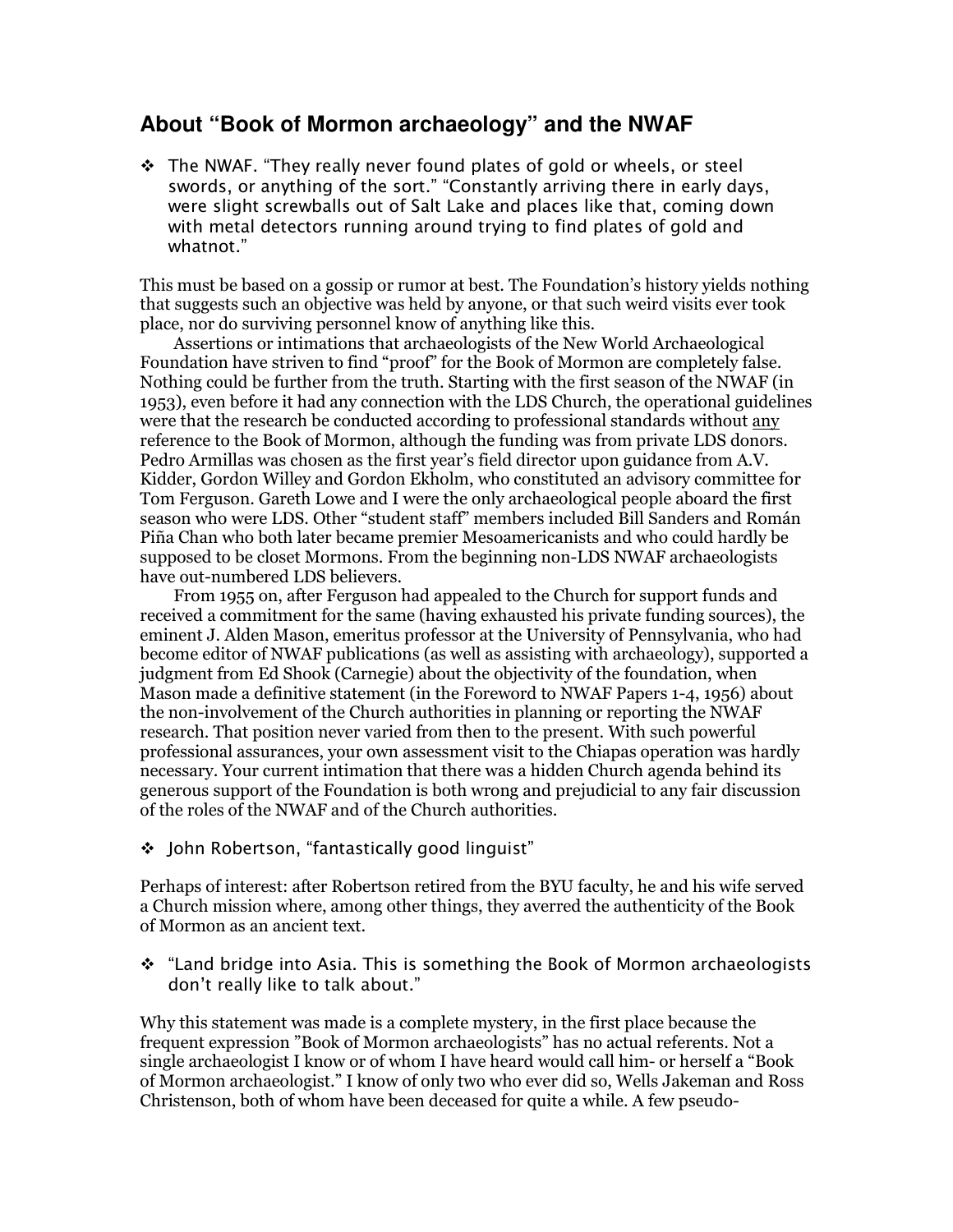## About "Book of Mormon archaeology" and the NWAF

- The NWAF. "They really never found plates of gold or wheels, or steel swords, or anything of the sort." "Constantly arriving there in early days, were slight screwballs out of Salt Lake and places like that, coming down with metal detectors running around trying to find plates of gold and whatnot."

This must be based on a gossip or rumor at best. The Foundation's history yields nothing that suggests such an objective was held by anyone, or that such weird visits ever took place, nor do surviving personnel know of anything like this.

Assertions or intimations that archaeologists of the New World Archaeological Foundation have striven to find "proof" for the Book of Mormon are completely false. Nothing could be further from the truth. Starting with the first season of the NWAF (in 1953), even before it had any connection with the LDS Church, the operational guidelines were that the research be conducted according to professional standards without <u>any</u> reference to the Book of Mormon, although the funding was from private LDS donors. Pedro Armillas was chosen as the first year's field director upon guidance from A.V. Kidder, Gordon Willey and Gordon Ekholm, who constituted an advisory committee for Tom Ferguson. Gareth Lowe and I were the only archaeological people aboard the first season who were LDS. Other "student staff" members included Bill Sanders and Román Piña Chan who both later became premier Mesoamericanists and who could hardly be supposed to be closet Mormons. From the beginning non-LDS NWAF archaeologists have out-numbered LDS believers.

From 1955 on, after Ferguson had appealed to the Church for support funds and received a commitment for the same (having exhausted his private funding sources), the eminent J. Alden Mason, emeritus professor at the University of Pennsylvania, who had become editor of NWAF publications (as well as assisting with archaeology), supported a judgment from Ed Shook (Carnegie) about the objectivity of the foundation, when Mason made a definitive statement (in the Foreword to NWAF Papers 1-4, 1956) about the non-involvement of the Church authorities in planning or reporting the NWAF research. That position never varied from then to the present. With such powerful professional assurances, your own assessment visit to the Chiapas operation was hardly necessary. Your current intimation that there was a hidden Church agenda behind its generous support of the Foundation is both wrong and prejudicial to any fair discussion of the roles of the NWAF and of the Church authorities.

- John Robertson, "fantastically good linguist"

Perhaps of interest: after Robertson retired from the BYU faculty, he and his wife served a Church mission where, among other things, they averred the authenticity of the Book of Mormon as an ancient text.

- "Land bridge into Asia. This is something the Book of Mormon archaeologists don't really like to talk about."

Why this statement was made is a complete mystery, in the first place because the frequent expression "Book of Mormon archaeologists" has no actual referents. Not a single archaeologist I know or of whom I have heard would call him- or herself a "Book of Mormon archaeologist." I know of only two who ever did so, Wells Jakeman and Ross Christenson, both of whom have been deceased for quite a while. A few pseudo-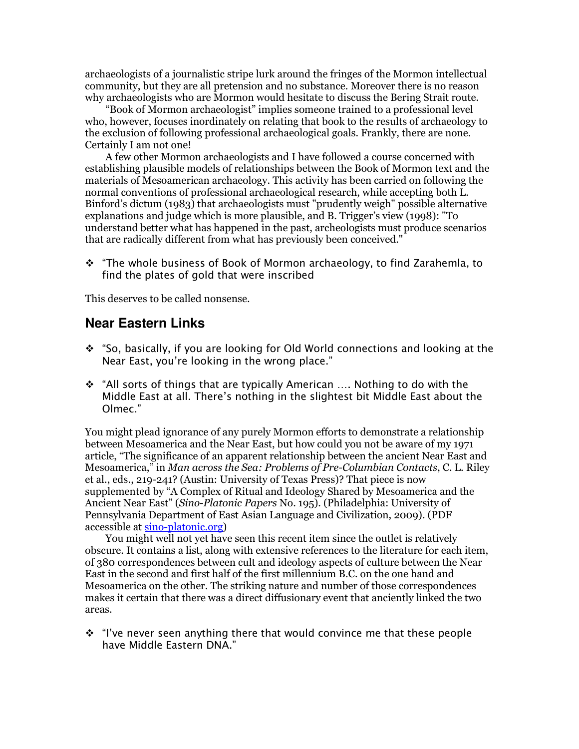archaeologists of a journalistic stripe lurk around the fringes of the Mormon intellectual community, but they are all pretension and no substance. Moreover there is no reason why archaeologists who are Mormon would hesitate to discuss the Bering Strait route.

"Book of Mormon archaeologist" implies someone trained to a professional level who, however, focuses inordinately on relating that book to the results of archaeology to the exclusion of following professional archaeological goals. Frankly, there are none. Certainly I am not one!

A few other Mormon archaeologists and I have followed a course concerned with establishing plausible models of relationships between the Book of Mormon text and the materials of Mesoamerican archaeology. This activity has been carried on following the normal conventions of professional archaeological research, while accepting both L. Binford's dictum (1983) that archaeologists must "prudently weigh" possible alternative explanations and judge which is more plausible, and B. Trigger's view (1998): "To understand better what has happened in the past, archeologists must produce scenarios that are radically different from what has previously been conceived."

- "The whole business of Book of Mormon archaeology, to find Zarahemla, to find the plates of gold that were inscribed

This deserves to be called nonsense.

## Near Eastern Links

- "So, basically, if you are looking for Old World connections and looking at the Near East, you're looking in the wrong place."

- "All sorts of things that are typically American …. Nothing to do with the Middle East at all. There's nothing in the slightest bit Middle East about the Olmec."

You might plead ignorance of any purely Mormon efforts to demonstrate a relationship between Mesoamerica and the Near East, but how could you not be aware of my 1971 article, "The significance of an apparent relationship between the ancient Near East and Mesoamerica," in *Man across the Sea: Problems of Pre-Columbian Contacts*, C. L. Riley et al., eds., 219-241? (Austin: University of Texas Press)? That piece is now supplemented by "A Complex of Ritual and Ideology Shared by Mesoamerica and the Ancient Near East" (*Sino-Platonic Papers* No. 195). (Philadelphia: University of Pennsylvania Department of East Asian Language and Civilization, 2009). (PDF accessible at sino-platonic.org)

You might well not yet have seen this recent item since the outlet is relatively obscure. It contains a list, along with extensive references to the literature for each item, of 380 correspondences between cult and ideology aspects of culture between the Near East in the second and first half of the first millennium B.C. on the one hand and Mesoamerica on the other. The striking nature and number of those correspondences makes it certain that there was a direct diffusionary event that anciently linked the two areas.

- "I've never seen anything there that would convince me that these people have Middle Eastern DNA."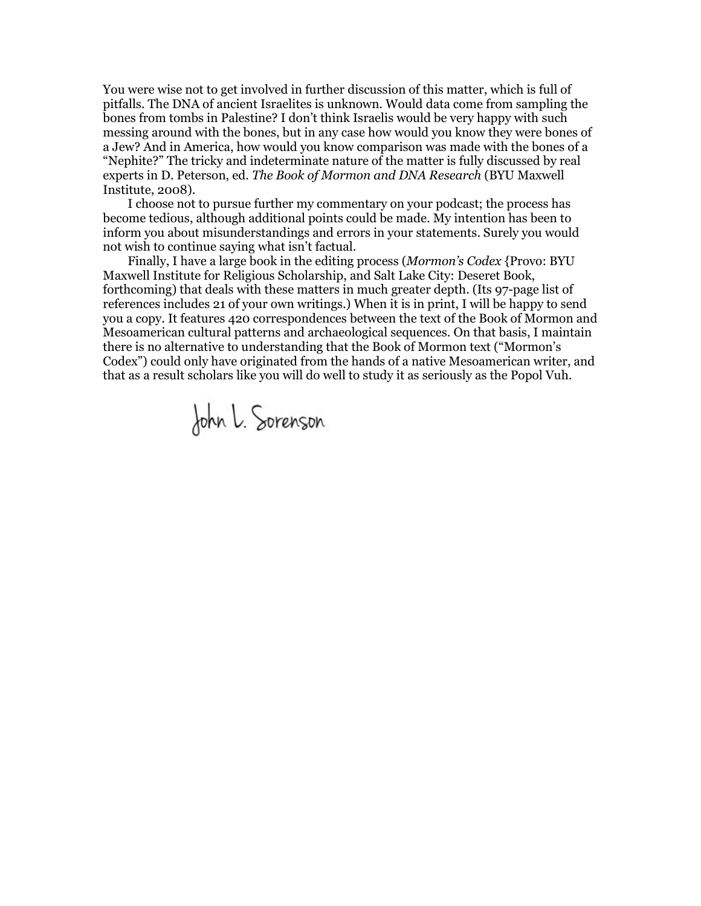You were wise not to get involved in further discussion of this matter, which is full of pitfalls. The DNA of ancient Israelites is unknown. Would data come from sampling the bones from tombs in Palestine? I don't think Israelis would be very happy with such messing around with the bones, but in any case how would you know they were bones of a Jew? And in America, how would you know comparison was made with the bones of a "Nephite?" The tricky and indeterminate nature of the matter is fully discussed by real experts in D. Peterson, ed. *The Book of Mormon and DNA Research* (BYU Maxwell Institute, 2008).

I choose not to pursue further my commentary on your podcast; the process has become tedious, although additional points could be made. My intention has been to inform you about misunderstandings and errors in your statements. Surely you would not wish to continue saying what isn't factual.

Finally, I have a large book in the editing process (*Mormon's Codex* {Provo: BYU Maxwell Institute for Religious Scholarship, and Salt Lake City: Deseret Book, forthcoming) that deals with these matters in much greater depth. (Its 97-page list of references includes 21 of your own writings.) When it is in print, I will be happy to send you a copy. It features 420 correspondences between the text of the Book of Mormon and Mesoamerican cultural patterns and archaeological sequences. On that basis, I maintain there is no alternative to understanding that the Book of Mormon text ("Mormon's Codex") could only have originated from the hands of a native Mesoamerican writer, and that as a result scholars like you will do well to study it as seriously as the Popol Vuh.

John L. Sorenson